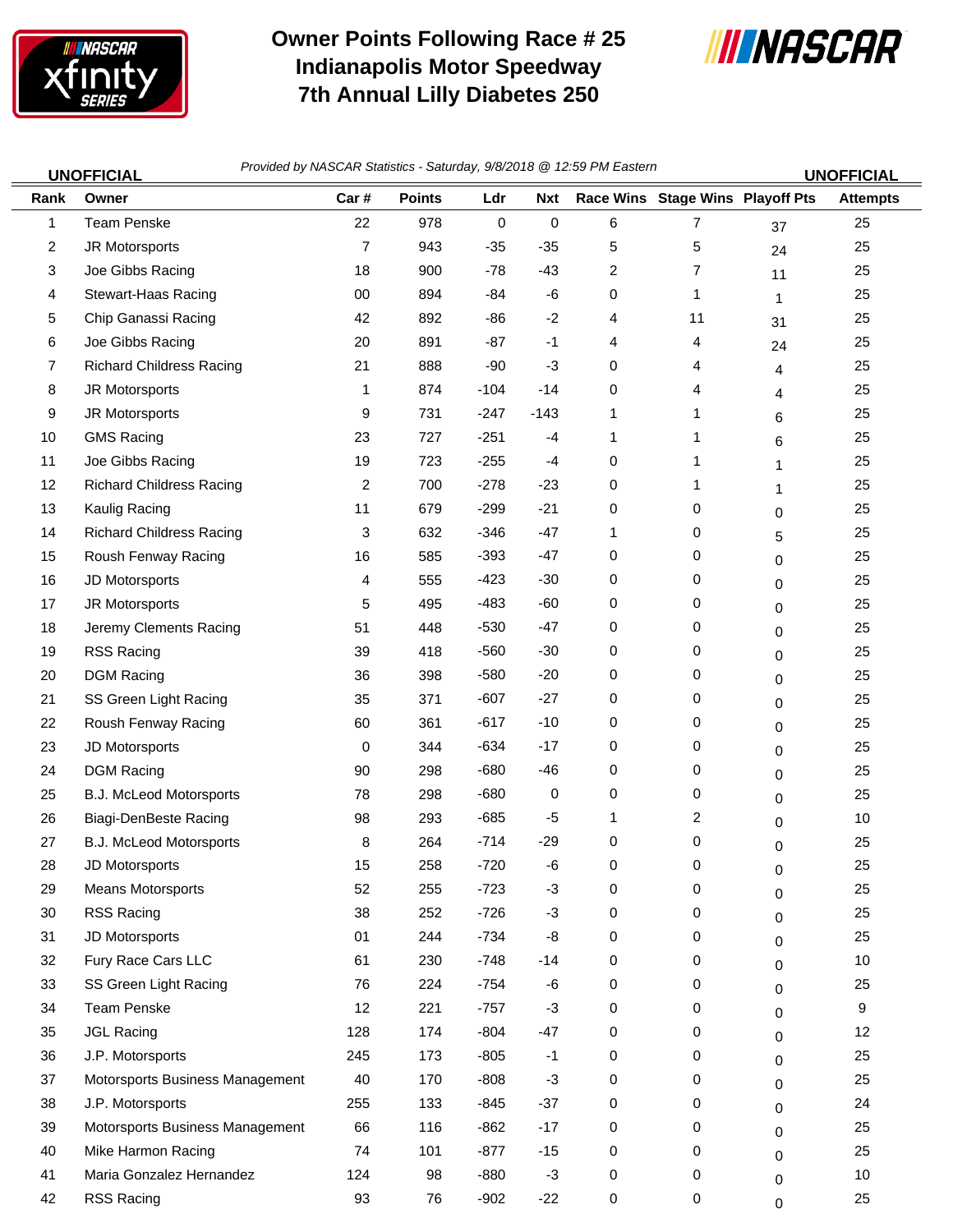# Owner Points Following Race # 25
## Indianapolis Motor Speedway
## 7th Annual Lilly Diabetes 250

**UNOFFICIAL** *Provided by NASCAR Statistics - Saturday, 9/8/2018 @ 12:59 PM Eastern* **UNOFFICIAL**

| Rank | Owner | Car # | Points | Ldr | Nxt | Race Wins | Stage Wins | Playoff Pts | Attempts |
|---|---|---|---|---|---|---|---|---|---|
| 1 | Team Penske | 22 | 978 | 0 | 0 | 6 | 7 | 37 | 25 |
| 2 | JR Motorsports | 7 | 943 | -35 | -35 | 5 | 5 | 24 | 25 |
| 3 | Joe Gibbs Racing | 18 | 900 | -78 | -43 | 2 | 7 | 11 | 25 |
| 4 | Stewart-Haas Racing | 00 | 894 | -84 | -6 | 0 | 1 | 1 | 25 |
| 5 | Chip Ganassi Racing | 42 | 892 | -86 | -2 | 4 | 11 | 31 | 25 |
| 6 | Joe Gibbs Racing | 20 | 891 | -87 | -1 | 4 | 4 | 24 | 25 |
| 7 | Richard Childress Racing | 21 | 888 | -90 | -3 | 0 | 4 | 4 | 25 |
| 8 | JR Motorsports | 1 | 874 | -104 | -14 | 0 | 4 | 4 | 25 |
| 9 | JR Motorsports | 9 | 731 | -247 | -143 | 1 | 1 | 6 | 25 |
| 10 | GMS Racing | 23 | 727 | -251 | -4 | 1 | 1 | 6 | 25 |
| 11 | Joe Gibbs Racing | 19 | 723 | -255 | -4 | 0 | 1 | 1 | 25 |
| 12 | Richard Childress Racing | 2 | 700 | -278 | -23 | 0 | 1 | 1 | 25 |
| 13 | Kaulig Racing | 11 | 679 | -299 | -21 | 0 | 0 | 0 | 25 |
| 14 | Richard Childress Racing | 3 | 632 | -346 | -47 | 1 | 0 | 5 | 25 |
| 15 | Roush Fenway Racing | 16 | 585 | -393 | -47 | 0 | 0 | 0 | 25 |
| 16 | JD Motorsports | 4 | 555 | -423 | -30 | 0 | 0 | 0 | 25 |
| 17 | JR Motorsports | 5 | 495 | -483 | -60 | 0 | 0 | 0 | 25 |
| 18 | Jeremy Clements Racing | 51 | 448 | -530 | -47 | 0 | 0 | 0 | 25 |
| 19 | RSS Racing | 39 | 418 | -560 | -30 | 0 | 0 | 0 | 25 |
| 20 | DGM Racing | 36 | 398 | -580 | -20 | 0 | 0 | 0 | 25 |
| 21 | SS Green Light Racing | 35 | 371 | -607 | -27 | 0 | 0 | 0 | 25 |
| 22 | Roush Fenway Racing | 60 | 361 | -617 | -10 | 0 | 0 | 0 | 25 |
| 23 | JD Motorsports | 0 | 344 | -634 | -17 | 0 | 0 | 0 | 25 |
| 24 | DGM Racing | 90 | 298 | -680 | -46 | 0 | 0 | 0 | 25 |
| 25 | B.J. McLeod Motorsports | 78 | 298 | -680 | 0 | 0 | 0 | 0 | 25 |
| 26 | Biagi-DenBeste Racing | 98 | 293 | -685 | -5 | 1 | 2 | 0 | 10 |
| 27 | B.J. McLeod Motorsports | 8 | 264 | -714 | -29 | 0 | 0 | 0 | 25 |
| 28 | JD Motorsports | 15 | 258 | -720 | -6 | 0 | 0 | 0 | 25 |
| 29 | Means Motorsports | 52 | 255 | -723 | -3 | 0 | 0 | 0 | 25 |
| 30 | RSS Racing | 38 | 252 | -726 | -3 | 0 | 0 | 0 | 25 |
| 31 | JD Motorsports | 01 | 244 | -734 | -8 | 0 | 0 | 0 | 25 |
| 32 | Fury Race Cars LLC | 61 | 230 | -748 | -14 | 0 | 0 | 0 | 10 |
| 33 | SS Green Light Racing | 76 | 224 | -754 | -6 | 0 | 0 | 0 | 25 |
| 34 | Team Penske | 12 | 221 | -757 | -3 | 0 | 0 | 0 | 9 |
| 35 | JGL Racing | 128 | 174 | -804 | -47 | 0 | 0 | 0 | 12 |
| 36 | J.P. Motorsports | 245 | 173 | -805 | -1 | 0 | 0 | 0 | 25 |
| 37 | Motorsports Business Management | 40 | 170 | -808 | -3 | 0 | 0 | 0 | 25 |
| 38 | J.P. Motorsports | 255 | 133 | -845 | -37 | 0 | 0 | 0 | 24 |
| 39 | Motorsports Business Management | 66 | 116 | -862 | -17 | 0 | 0 | 0 | 25 |
| 40 | Mike Harmon Racing | 74 | 101 | -877 | -15 | 0 | 0 | 0 | 25 |
| 41 | Maria Gonzalez Hernandez | 124 | 98 | -880 | -3 | 0 | 0 | 0 | 10 |
| 42 | RSS Racing | 93 | 76 | -902 | -22 | 0 | 0 | 0 | 25 |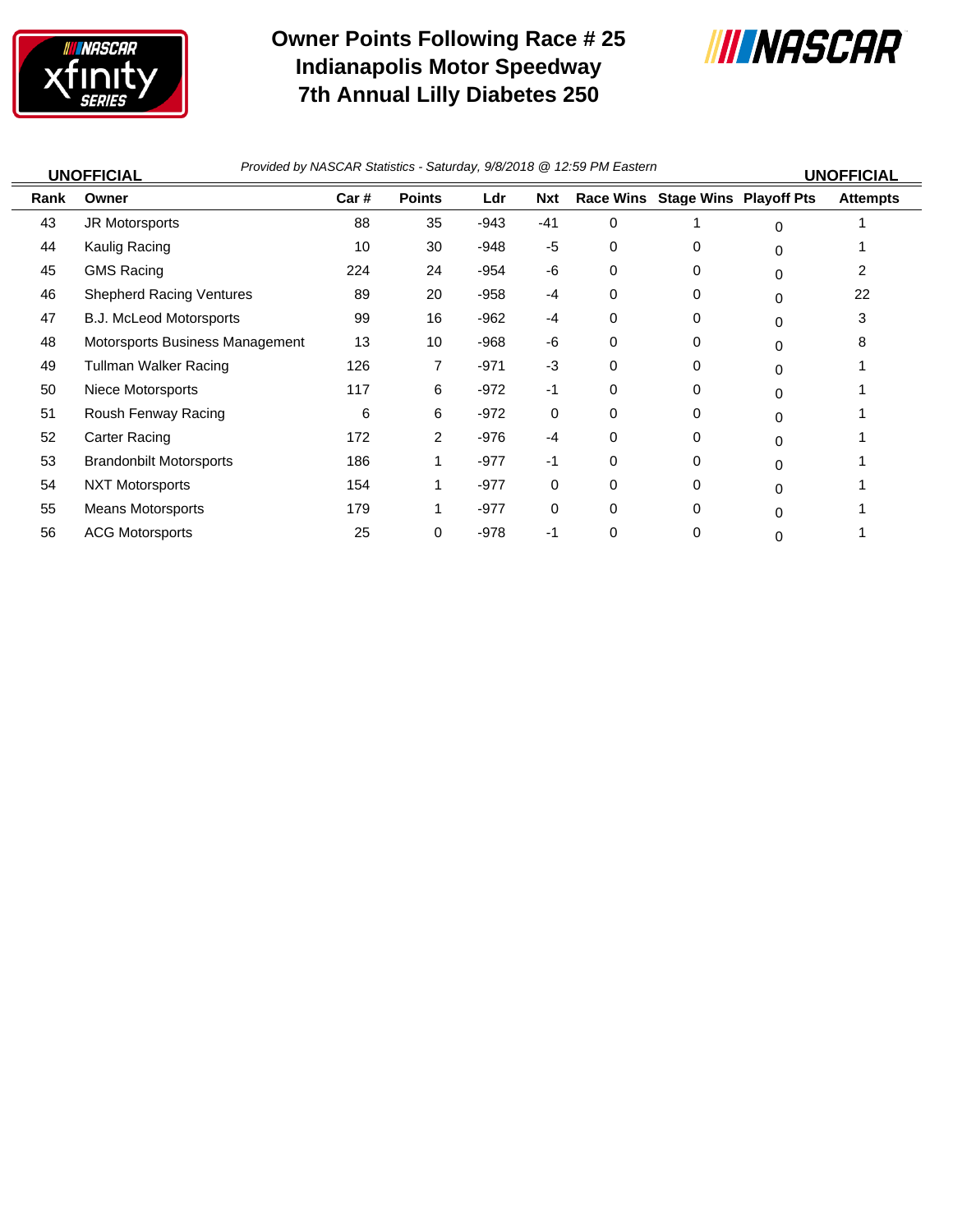# Owner Points Following Race # 25
# Indianapolis Motor Speedway
# 7th Annual Lilly Diabetes 250

**UNOFFICIAL** *Provided by NASCAR Statistics - Saturday, 9/8/2018 @ 12:59 PM Eastern* **UNOFFICIAL**

| Rank | Owner | Car # | Points | Ldr | Nxt | Race Wins | Stage Wins | Playoff Pts | Attempts |
|---|---|---|---|---|---|---|---|---|---|
| 43 | JR Motorsports | 88 | 35 | -943 | -41 | 0 | 1 | 0 | 1 |
| 44 | Kaulig Racing | 10 | 30 | -948 | -5 | 0 | 0 | 0 | 1 |
| 45 | GMS Racing | 224 | 24 | -954 | -6 | 0 | 0 | 0 | 2 |
| 46 | Shepherd Racing Ventures | 89 | 20 | -958 | -4 | 0 | 0 | 0 | 22 |
| 47 | B.J. McLeod Motorsports | 99 | 16 | -962 | -4 | 0 | 0 | 0 | 3 |
| 48 | Motorsports Business Management | 13 | 10 | -968 | -6 | 0 | 0 | 0 | 8 |
| 49 | Tullman Walker Racing | 126 | 7 | -971 | -3 | 0 | 0 | 0 | 1 |
| 50 | Niece Motorsports | 117 | 6 | -972 | -1 | 0 | 0 | 0 | 1 |
| 51 | Roush Fenway Racing | 6 | 6 | -972 | 0 | 0 | 0 | 0 | 1 |
| 52 | Carter Racing | 172 | 2 | -976 | -4 | 0 | 0 | 0 | 1 |
| 53 | Brandonbilt Motorsports | 186 | 1 | -977 | -1 | 0 | 0 | 0 | 1 |
| 54 | NXT Motorsports | 154 | 1 | -977 | 0 | 0 | 0 | 0 | 1 |
| 55 | Means Motorsports | 179 | 1 | -977 | 0 | 0 | 0 | 0 | 1 |
| 56 | ACG Motorsports | 25 | 0 | -978 | -1 | 0 | 0 | 0 | 1 |